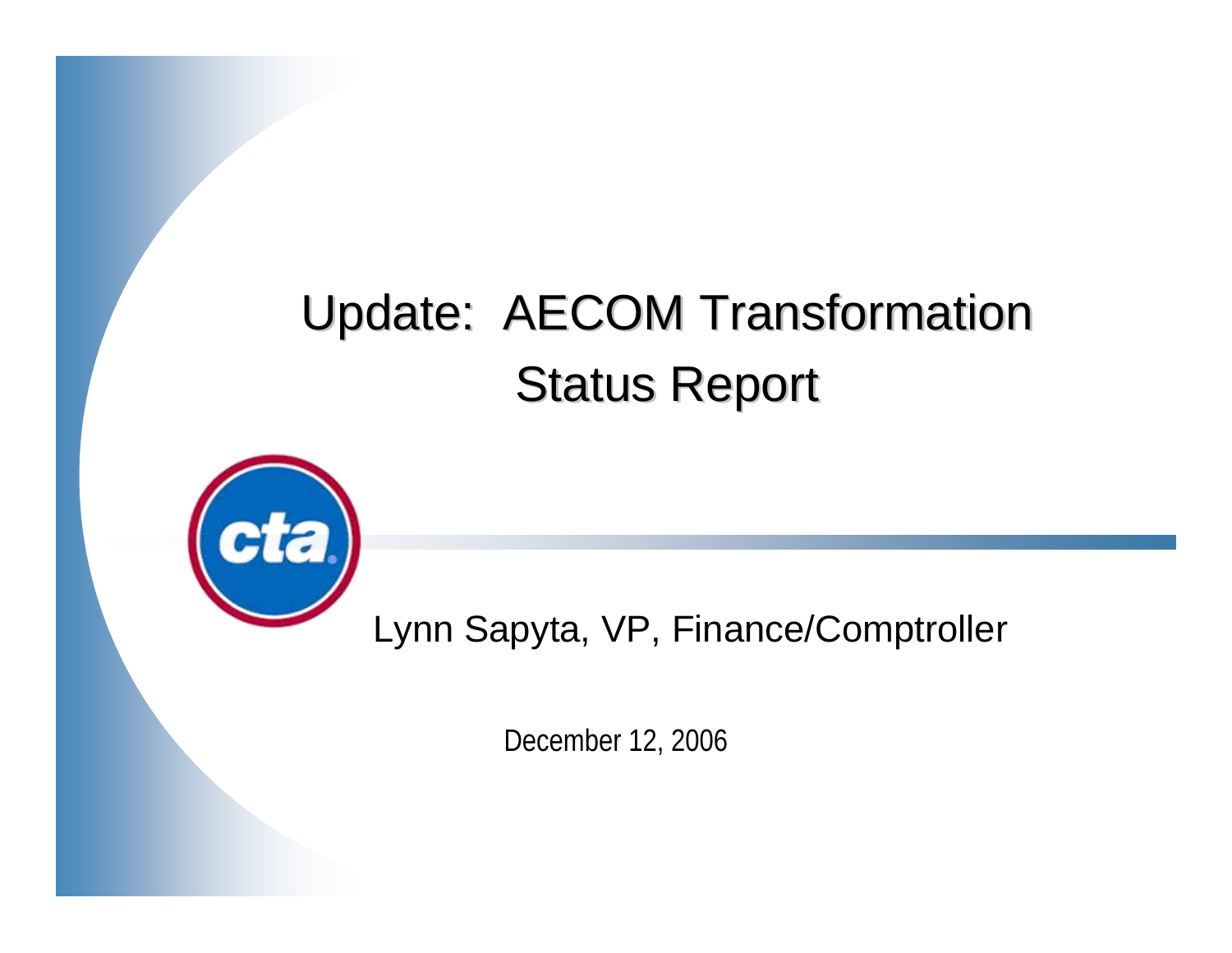# Update: AECOM Transformation Status Report

Lynn Sapyta, VP, Finance/Comptroller

December 12, 2006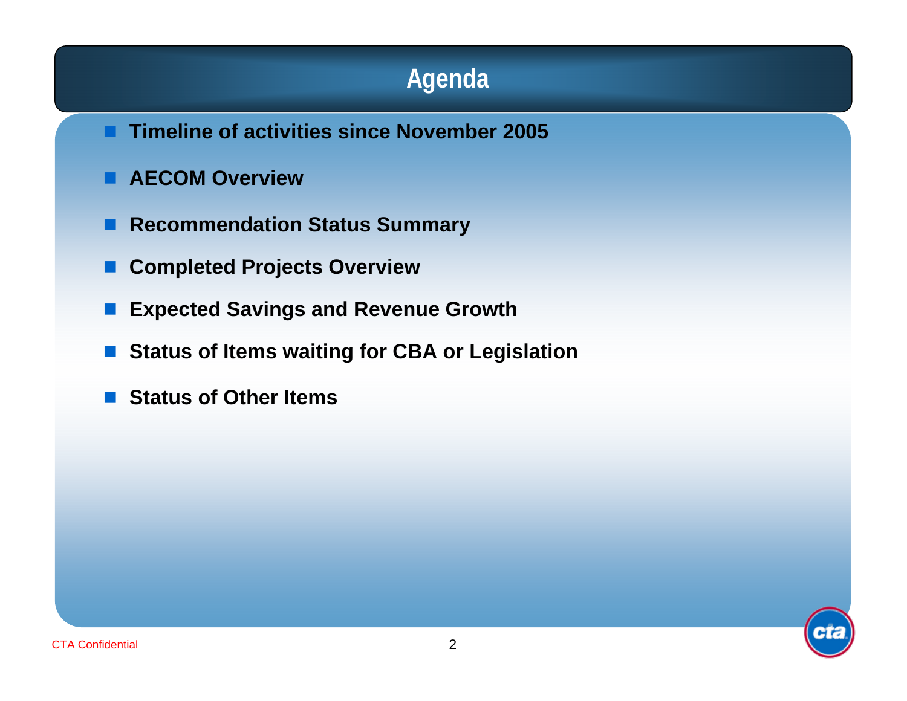# Agenda

- **Timeline of activities since November 2005**
- **AECOM Overview**
- **Recommendation Status Summary**
- **Completed Projects Overview**
- **Expected Savings and Revenue Growth**
- **Status of Items waiting for CBA or Legislation**
- **Status of Other Items**

CTA Confidential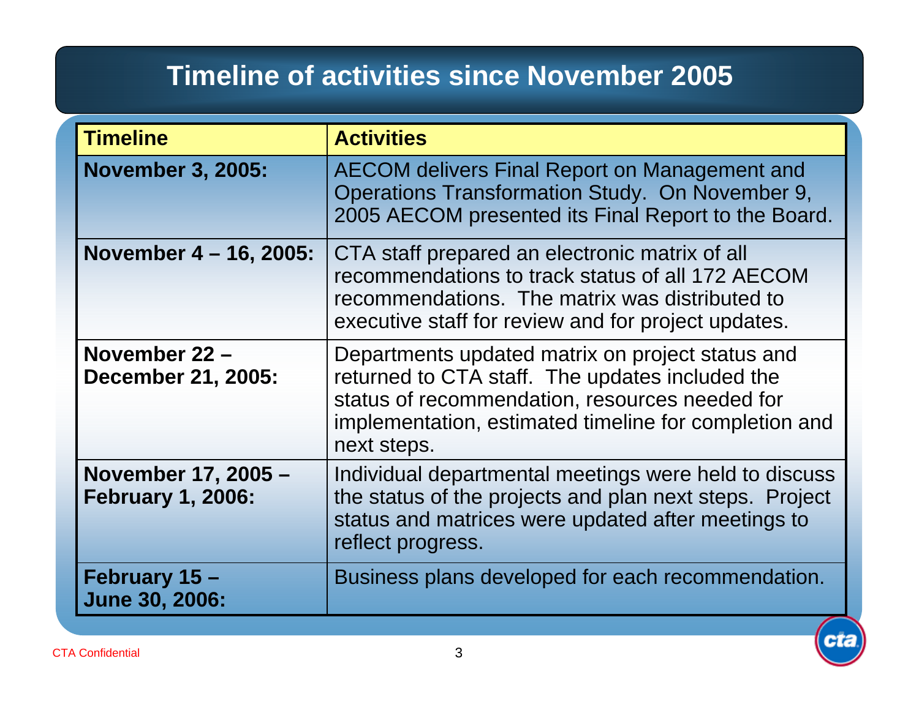# Timeline of activities since November 2005

| Timeline | Activities |
|---|---|
| **November 3, 2005:** | AECOM delivers Final Report on Management and Operations Transformation Study. On November 9, 2005 AECOM presented its Final Report to the Board. |
| **November 4 – 16, 2005:** | CTA staff prepared an electronic matrix of all recommendations to track status of all 172 AECOM recommendations. The matrix was distributed to executive staff for review and for project updates. |
| **November 22 – December 21, 2005:** | Departments updated matrix on project status and returned to CTA staff. The updates included the status of recommendation, resources needed for implementation, estimated timeline for completion and next steps. |
| **November 17, 2005 – February 1, 2006:** | Individual departmental meetings were held to discuss the status of the projects and plan next steps. Project status and matrices were updated after meetings to reflect progress. |
| **February 15 – June 30, 2006:** | Business plans developed for each recommendation. |

CTA Confidential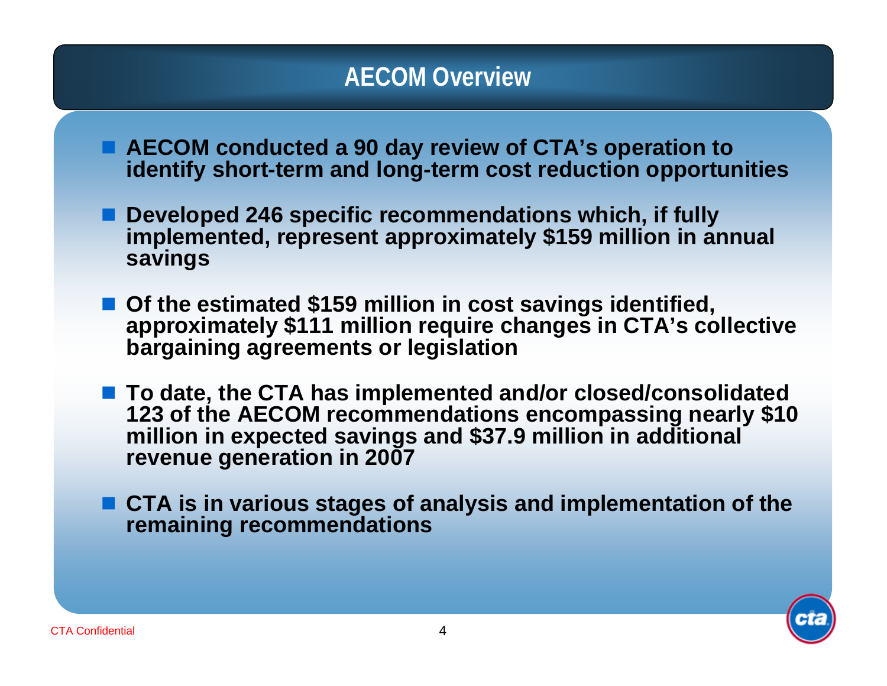# AECOM Overview

- **AECOM conducted a 90 day review of CTA's operation to identify short-term and long-term cost reduction opportunities**
- **Developed 246 specific recommendations which, if fully implemented, represent approximately $159 million in annual savings**
- **Of the estimated $159 million in cost savings identified, approximately $111 million require changes in CTA's collective bargaining agreements or legislation**
- **To date, the CTA has implemented and/or closed/consolidated 123 of the AECOM recommendations encompassing nearly $10 million in expected savings and $37.9 million in additional revenue generation in 2007**
- **CTA is in various stages of analysis and implementation of the remaining recommendations**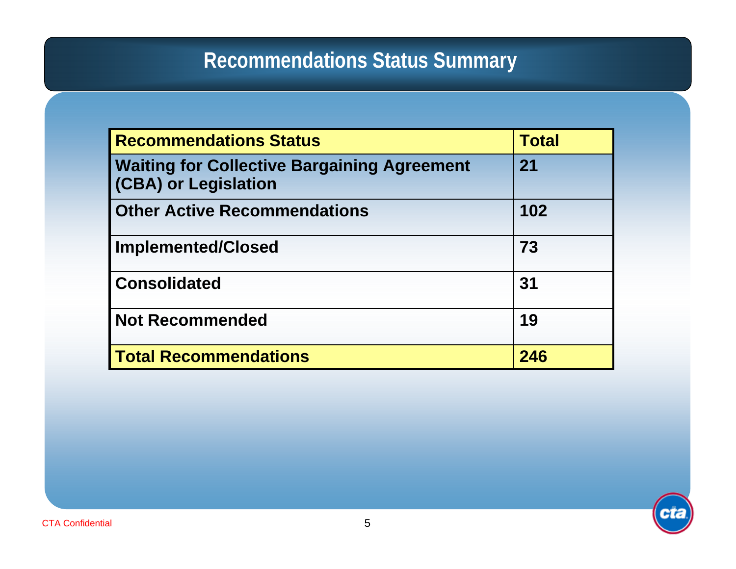# Recommendations Status Summary

| Recommendations Status | Total |
|---|---|
| Waiting for Collective Bargaining Agreement (CBA) or Legislation | 21 |
| Other Active Recommendations | 102 |
| Implemented/Closed | 73 |
| Consolidated | 31 |
| Not Recommended | 19 |
| **Total Recommendations** | **246** |

CTA Confidential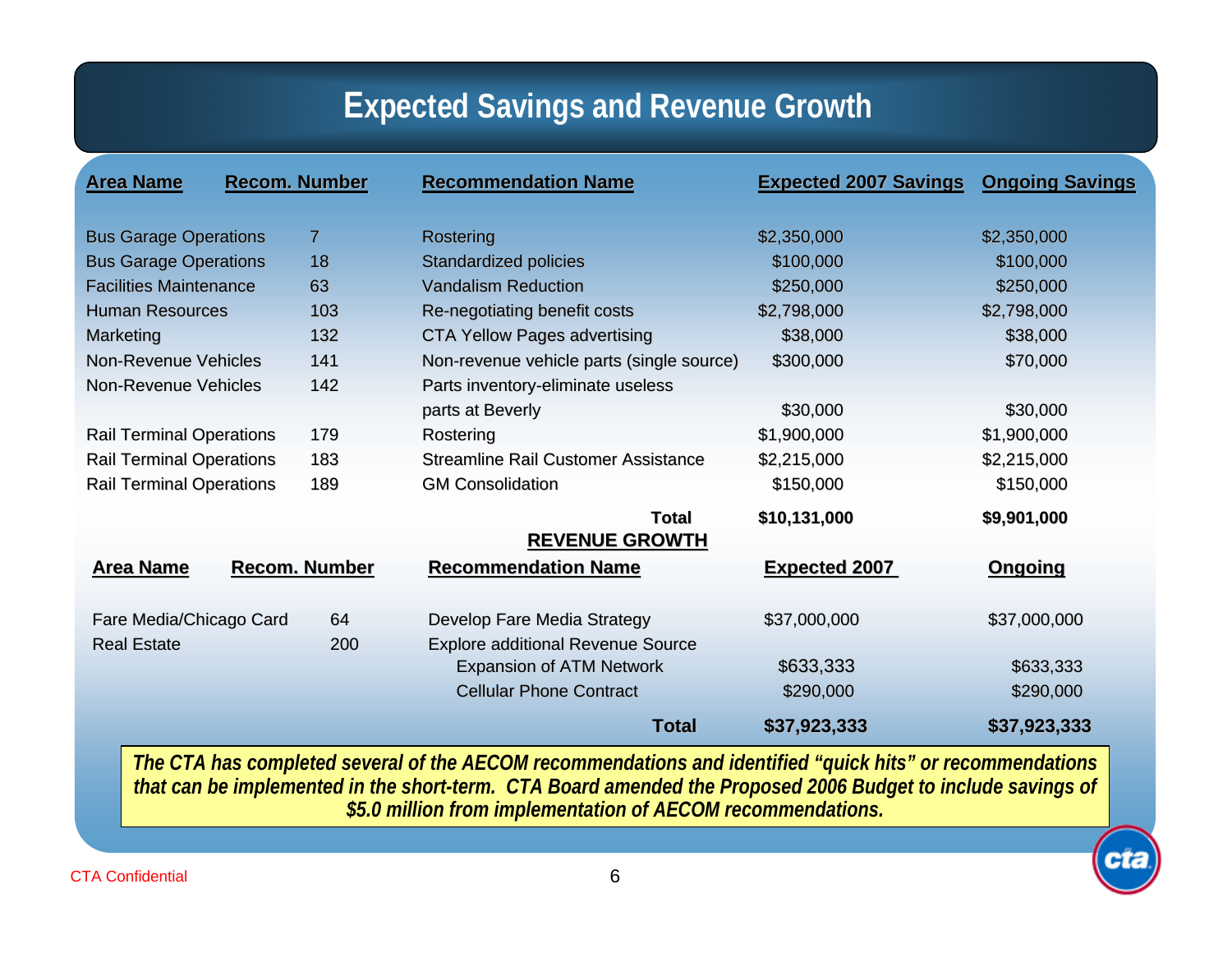# Expected Savings and Revenue Growth

| Area Name | Recom. Number | Recommendation Name | Expected 2007 Savings | Ongoing Savings |
|---|---|---|---|---|
| Bus Garage Operations | 7 | Rostering | $2,350,000 | $2,350,000 |
| Bus Garage Operations | 18 | Standardized policies | $100,000 | $100,000 |
| Facilities Maintenance | 63 | Vandalism Reduction | $250,000 | $250,000 |
| Human Resources | 103 | Re-negotiating benefit costs | $2,798,000 | $2,798,000 |
| Marketing | 132 | CTA Yellow Pages advertising | $38,000 | $38,000 |
| Non-Revenue Vehicles | 141 | Non-revenue vehicle parts (single source) | $300,000 | $70,000 |
| Non-Revenue Vehicles | 142 | Parts inventory-eliminate useless parts at Beverly | $30,000 | $30,000 |
| Rail Terminal Operations | 179 | Rostering | $1,900,000 | $1,900,000 |
| Rail Terminal Operations | 183 | Streamline Rail Customer Assistance | $2,215,000 | $2,215,000 |
| Rail Terminal Operations | 189 | GM Consolidation | $150,000 | $150,000 |
| | | **Total** | **$10,131,000** | **$9,901,000** |

## REVENUE GROWTH

| Area Name | Recom. Number | Recommendation Name | Expected 2007 | Ongoing |
|---|---|---|---|---|
| Fare Media/Chicago Card | 64 | Develop Fare Media Strategy | $37,000,000 | $37,000,000 |
| Real Estate | 200 | Explore additional Revenue Source | | |
| | | Expansion of ATM Network | $633,333 | $633,333 |
| | | Cellular Phone Contract | $290,000 | $290,000 |
| | | **Total** | **$37,923,333** | **$37,923,333** |

***The CTA has completed several of the AECOM recommendations and identified "quick hits" or recommendations that can be implemented in the short-term. CTA Board amended the Proposed 2006 Budget to include savings of $5.0 million from implementation of AECOM recommendations.***

CTA Confidential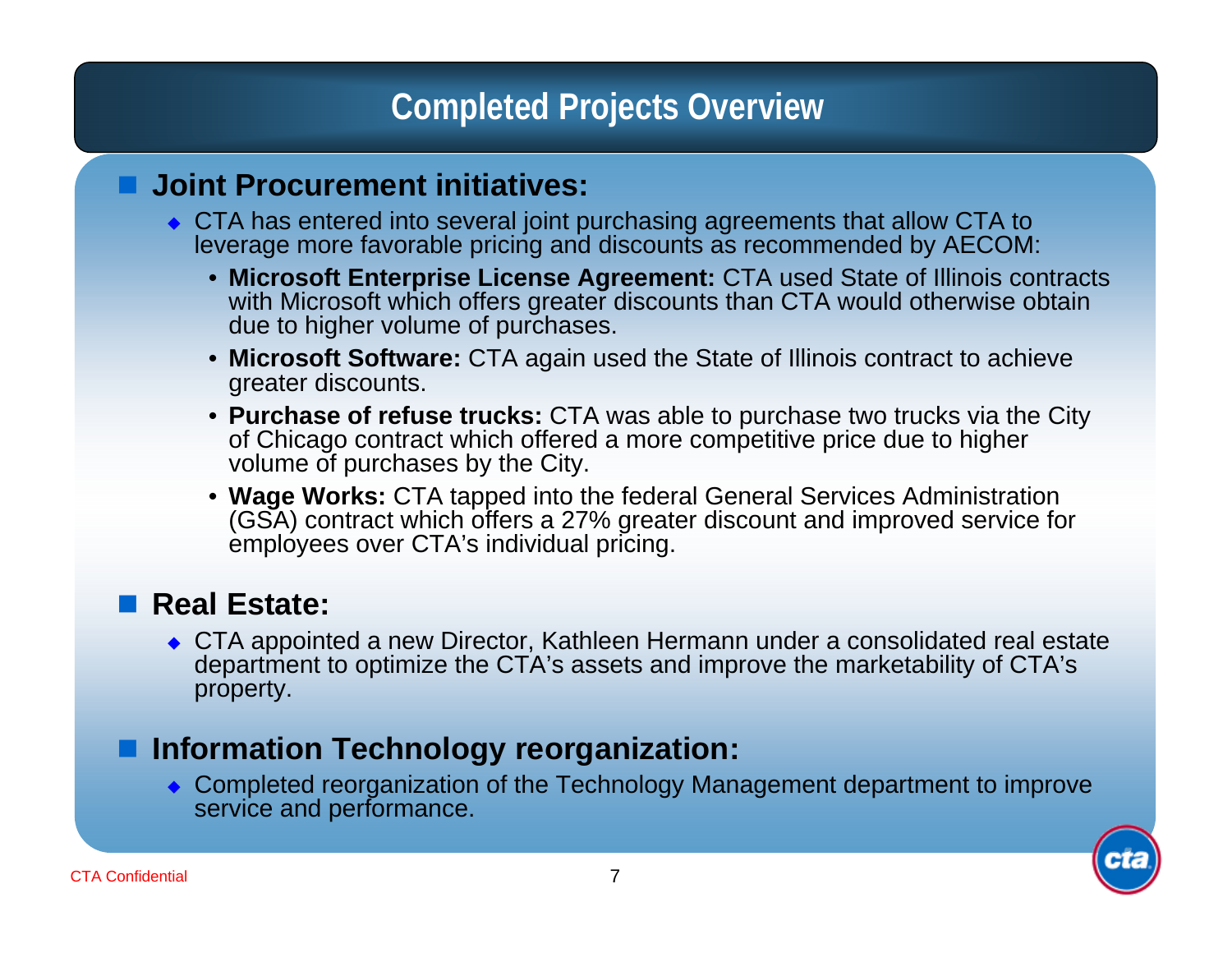# Completed Projects Overview

## Joint Procurement initiatives:

- CTA has entered into several joint purchasing agreements that allow CTA to leverage more favorable pricing and discounts as recommended by AECOM:
  - **Microsoft Enterprise License Agreement:** CTA used State of Illinois contracts with Microsoft which offers greater discounts than CTA would otherwise obtain due to higher volume of purchases.
  - **Microsoft Software:** CTA again used the State of Illinois contract to achieve greater discounts.
  - **Purchase of refuse trucks:** CTA was able to purchase two trucks via the City of Chicago contract which offered a more competitive price due to higher volume of purchases by the City.
  - **Wage Works:** CTA tapped into the federal General Services Administration (GSA) contract which offers a 27% greater discount and improved service for employees over CTA's individual pricing.

## Real Estate:

- CTA appointed a new Director, Kathleen Hermann under a consolidated real estate department to optimize the CTA's assets and improve the marketability of CTA's property.

## Information Technology reorganization:

- Completed reorganization of the Technology Management department to improve service and performance.

CTA Confidential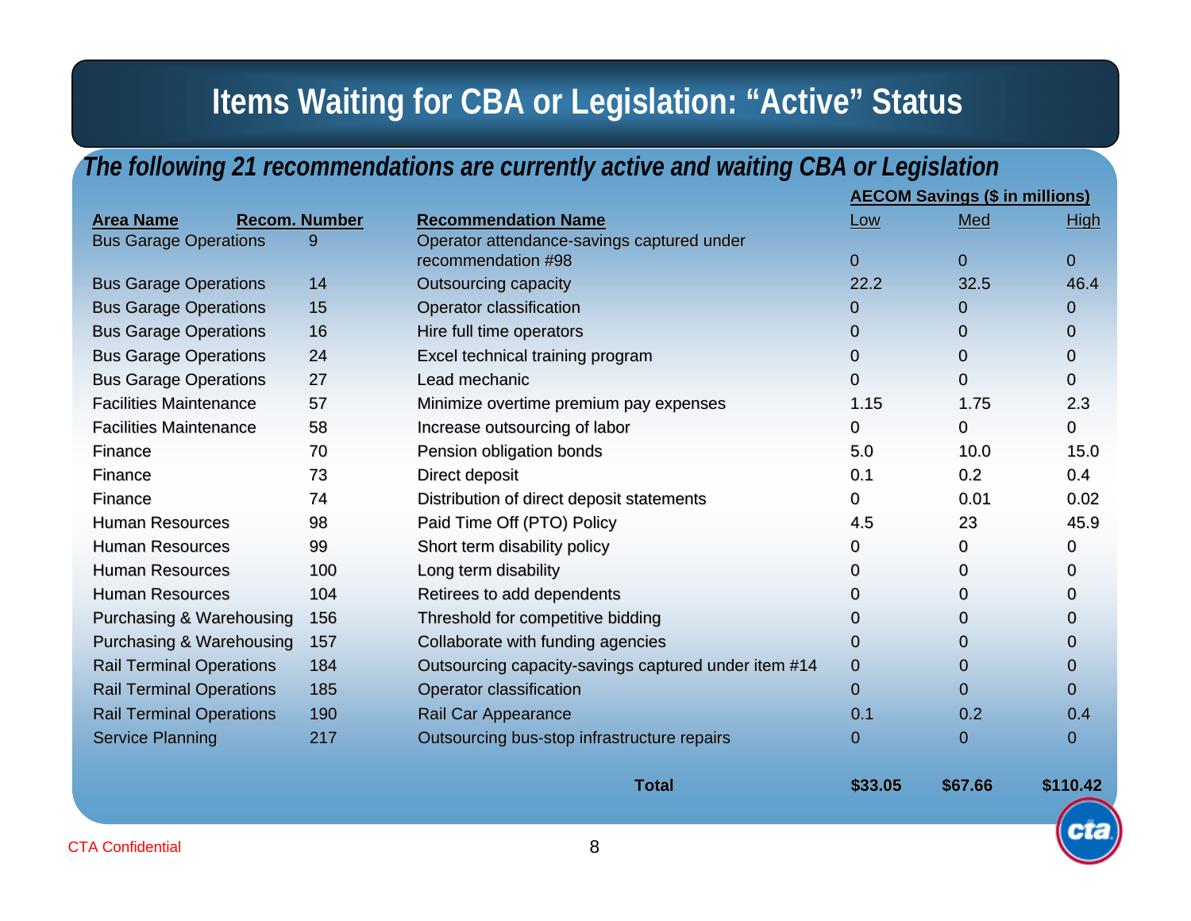# Items Waiting for CBA or Legislation: "Active" Status

***The following 21 recommendations are currently active and waiting CBA or Legislation***

| Area Name | Recom. Number | Recommendation Name | AECOM Savings ($ in millions) Low | Med | High |
|---|---|---|---|---|---|
| Bus Garage Operations | 9 | Operator attendance-savings captured under recommendation #98 | 0 | 0 | 0 |
| Bus Garage Operations | 14 | Outsourcing capacity | 22.2 | 32.5 | 46.4 |
| Bus Garage Operations | 15 | Operator classification | 0 | 0 | 0 |
| Bus Garage Operations | 16 | Hire full time operators | 0 | 0 | 0 |
| Bus Garage Operations | 24 | Excel technical training program | 0 | 0 | 0 |
| Bus Garage Operations | 27 | Lead mechanic | 0 | 0 | 0 |
| Facilities Maintenance | 57 | Minimize overtime premium pay expenses | 1.15 | 1.75 | 2.3 |
| Facilities Maintenance | 58 | Increase outsourcing of labor | 0 | 0 | 0 |
| Finance | 70 | Pension obligation bonds | 5.0 | 10.0 | 15.0 |
| Finance | 73 | Direct deposit | 0.1 | 0.2 | 0.4 |
| Finance | 74 | Distribution of direct deposit statements | 0 | 0.01 | 0.02 |
| Human Resources | 98 | Paid Time Off (PTO) Policy | 4.5 | 23 | 45.9 |
| Human Resources | 99 | Short term disability policy | 0 | 0 | 0 |
| Human Resources | 100 | Long term disability | 0 | 0 | 0 |
| Human Resources | 104 | Retirees to add dependents | 0 | 0 | 0 |
| Purchasing & Warehousing | 156 | Threshold for competitive bidding | 0 | 0 | 0 |
| Purchasing & Warehousing | 157 | Collaborate with funding agencies | 0 | 0 | 0 |
| Rail Terminal Operations | 184 | Outsourcing capacity-savings captured under item #14 | 0 | 0 | 0 |
| Rail Terminal Operations | 185 | Operator classification | 0 | 0 | 0 |
| Rail Terminal Operations | 190 | Rail Car Appearance | 0.1 | 0.2 | 0.4 |
| Service Planning | 217 | Outsourcing bus-stop infrastructure repairs | 0 | 0 | 0 |
| | | **Total** | **$33.05** | **$67.66** | **$110.42** |

CTA Confidential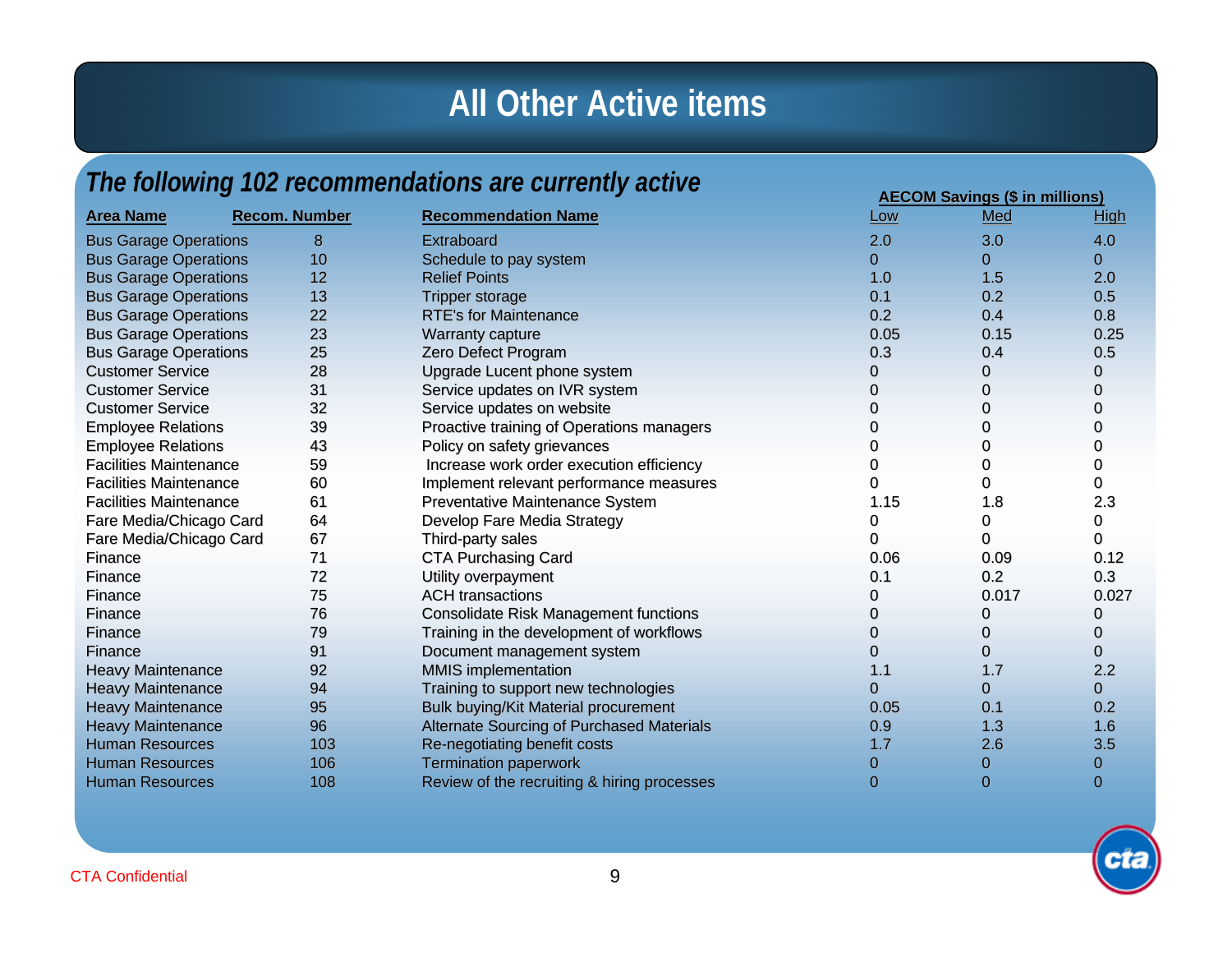# All Other Active items

## *The following 102 recommendations are currently active*

| Area Name | Recom. Number | Recommendation Name | AECOM Savings ($ in millions) Low | Med | High |
|---|---|---|---|---|---|
| Bus Garage Operations | 8 | Extraboard | 2.0 | 3.0 | 4.0 |
| Bus Garage Operations | 10 | Schedule to pay system | 0 | 0 | 0 |
| Bus Garage Operations | 12 | Relief Points | 1.0 | 1.5 | 2.0 |
| Bus Garage Operations | 13 | Tripper storage | 0.1 | 0.2 | 0.5 |
| Bus Garage Operations | 22 | RTE's for Maintenance | 0.2 | 0.4 | 0.8 |
| Bus Garage Operations | 23 | Warranty capture | 0.05 | 0.15 | 0.25 |
| Bus Garage Operations | 25 | Zero Defect Program | 0.3 | 0.4 | 0.5 |
| Customer Service | 28 | Upgrade Lucent phone system | 0 | 0 | 0 |
| Customer Service | 31 | Service updates on IVR system | 0 | 0 | 0 |
| Customer Service | 32 | Service updates on website | 0 | 0 | 0 |
| Employee Relations | 39 | Proactive training of Operations managers | 0 | 0 | 0 |
| Employee Relations | 43 | Policy on safety grievances | 0 | 0 | 0 |
| Facilities Maintenance | 59 | Increase work order execution efficiency | 0 | 0 | 0 |
| Facilities Maintenance | 60 | Implement relevant performance measures | 0 | 0 | 0 |
| Facilities Maintenance | 61 | Preventative Maintenance System | 1.15 | 1.8 | 2.3 |
| Fare Media/Chicago Card | 64 | Develop Fare Media Strategy | 0 | 0 | 0 |
| Fare Media/Chicago Card | 67 | Third-party sales | 0 | 0 | 0 |
| Finance | 71 | CTA Purchasing Card | 0.06 | 0.09 | 0.12 |
| Finance | 72 | Utility overpayment | 0.1 | 0.2 | 0.3 |
| Finance | 75 | ACH transactions | 0 | 0.017 | 0.027 |
| Finance | 76 | Consolidate Risk Management functions | 0 | 0 | 0 |
| Finance | 79 | Training in the development of workflows | 0 | 0 | 0 |
| Finance | 91 | Document management system | 0 | 0 | 0 |
| Heavy Maintenance | 92 | MMIS implementation | 1.1 | 1.7 | 2.2 |
| Heavy Maintenance | 94 | Training to support new technologies | 0 | 0 | 0 |
| Heavy Maintenance | 95 | Bulk buying/Kit Material procurement | 0.05 | 0.1 | 0.2 |
| Heavy Maintenance | 96 | Alternate Sourcing of Purchased Materials | 0.9 | 1.3 | 1.6 |
| Human Resources | 103 | Re-negotiating benefit costs | 1.7 | 2.6 | 3.5 |
| Human Resources | 106 | Termination paperwork | 0 | 0 | 0 |
| Human Resources | 108 | Review of the recruiting & hiring processes | 0 | 0 | 0 |

CTA Confidential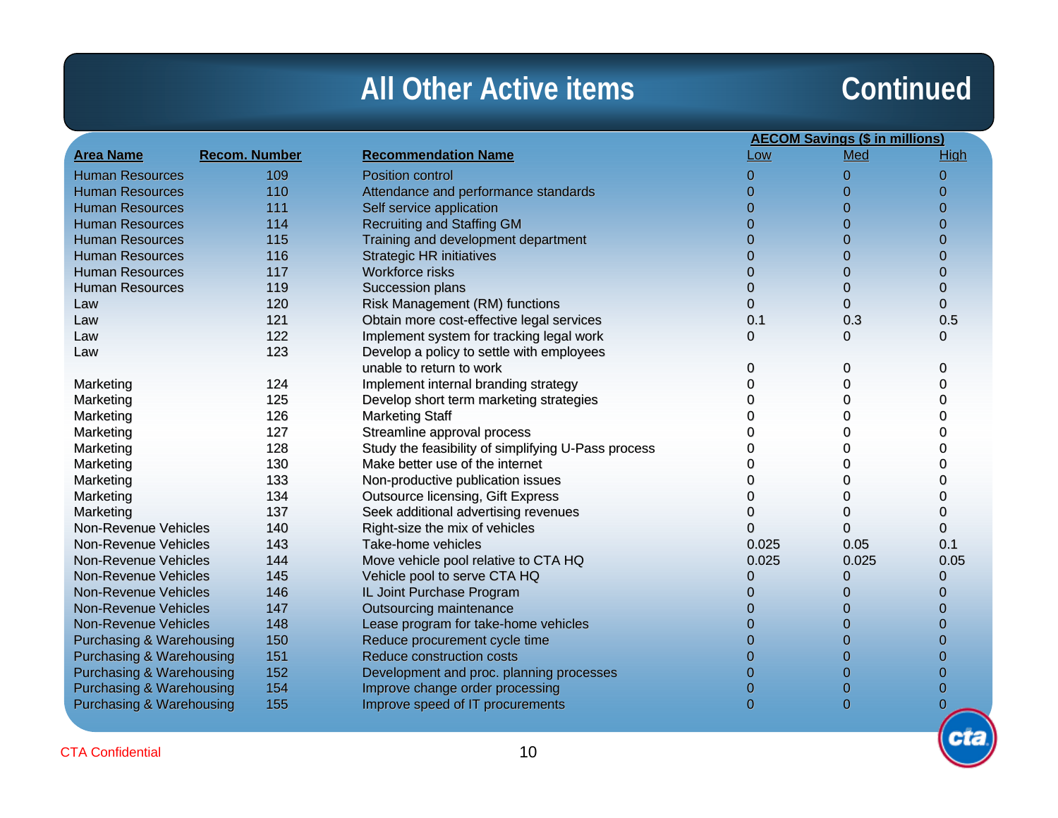# All Other Active items Continued

| Area Name | Recom. Number | Recommendation Name | AECOM Savings ($ in millions) Low | Med | High |
|---|---|---|---|---|---|
| Human Resources | 109 | Position control | 0 | 0 | 0 |
| Human Resources | 110 | Attendance and performance standards | 0 | 0 | 0 |
| Human Resources | 111 | Self service application | 0 | 0 | 0 |
| Human Resources | 114 | Recruiting and Staffing GM | 0 | 0 | 0 |
| Human Resources | 115 | Training and development department | 0 | 0 | 0 |
| Human Resources | 116 | Strategic HR initiatives | 0 | 0 | 0 |
| Human Resources | 117 | Workforce risks | 0 | 0 | 0 |
| Human Resources | 119 | Succession plans | 0 | 0 | 0 |
| Law | 120 | Risk Management (RM) functions | 0 | 0 | 0 |
| Law | 121 | Obtain more cost-effective legal services | 0.1 | 0.3 | 0.5 |
| Law | 122 | Implement system for tracking legal work | 0 | 0 | 0 |
| Law | 123 | Develop a policy to settle with employees unable to return to work | 0 | 0 | 0 |
| Marketing | 124 | Implement internal branding strategy | 0 | 0 | 0 |
| Marketing | 125 | Develop short term marketing strategies | 0 | 0 | 0 |
| Marketing | 126 | Marketing Staff | 0 | 0 | 0 |
| Marketing | 127 | Streamline approval process | 0 | 0 | 0 |
| Marketing | 128 | Study the feasibility of simplifying U-Pass process | 0 | 0 | 0 |
| Marketing | 130 | Make better use of the internet | 0 | 0 | 0 |
| Marketing | 133 | Non-productive publication issues | 0 | 0 | 0 |
| Marketing | 134 | Outsource licensing, Gift Express | 0 | 0 | 0 |
| Marketing | 137 | Seek additional advertising revenues | 0 | 0 | 0 |
| Non-Revenue Vehicles | 140 | Right-size the mix of vehicles | 0 | 0 | 0 |
| Non-Revenue Vehicles | 143 | Take-home vehicles | 0.025 | 0.05 | 0.1 |
| Non-Revenue Vehicles | 144 | Move vehicle pool relative to CTA HQ | 0.025 | 0.025 | 0.05 |
| Non-Revenue Vehicles | 145 | Vehicle pool to serve CTA HQ | 0 | 0 | 0 |
| Non-Revenue Vehicles | 146 | IL Joint Purchase Program | 0 | 0 | 0 |
| Non-Revenue Vehicles | 147 | Outsourcing maintenance | 0 | 0 | 0 |
| Non-Revenue Vehicles | 148 | Lease program for take-home vehicles | 0 | 0 | 0 |
| Purchasing & Warehousing | 150 | Reduce procurement cycle time | 0 | 0 | 0 |
| Purchasing & Warehousing | 151 | Reduce construction costs | 0 | 0 | 0 |
| Purchasing & Warehousing | 152 | Development and proc. planning processes | 0 | 0 | 0 |
| Purchasing & Warehousing | 154 | Improve change order processing | 0 | 0 | 0 |
| Purchasing & Warehousing | 155 | Improve speed of IT procurements | 0 | 0 | 0 |

CTA Confidential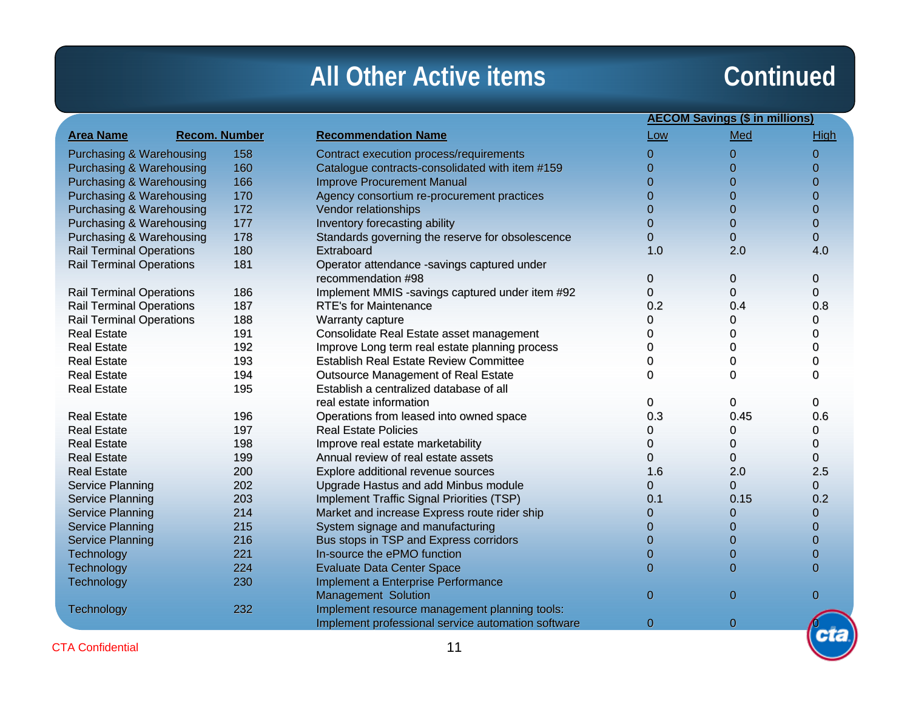# All Other Active items Continued

| Area Name | Recom. Number | Recommendation Name | AECOM Savings ($ in millions) Low | Med | High |
|---|---|---|---|---|---|
| Purchasing & Warehousing | 158 | Contract execution process/requirements | 0 | 0 | 0 |
| Purchasing & Warehousing | 160 | Catalogue contracts-consolidated with item #159 | 0 | 0 | 0 |
| Purchasing & Warehousing | 166 | Improve Procurement Manual | 0 | 0 | 0 |
| Purchasing & Warehousing | 170 | Agency consortium re-procurement practices | 0 | 0 | 0 |
| Purchasing & Warehousing | 172 | Vendor relationships | 0 | 0 | 0 |
| Purchasing & Warehousing | 177 | Inventory forecasting ability | 0 | 0 | 0 |
| Purchasing & Warehousing | 178 | Standards governing the reserve for obsolescence | 0 | 0 | 0 |
| Rail Terminal Operations | 180 | Extraboard | 1.0 | 2.0 | 4.0 |
| Rail Terminal Operations | 181 | Operator attendance -savings captured under recommendation #98 | 0 | 0 | 0 |
| Rail Terminal Operations | 186 | Implement MMIS -savings captured under item #92 | 0 | 0 | 0 |
| Rail Terminal Operations | 187 | RTE's for Maintenance | 0.2 | 0.4 | 0.8 |
| Rail Terminal Operations | 188 | Warranty capture | 0 | 0 | 0 |
| Real Estate | 191 | Consolidate Real Estate asset management | 0 | 0 | 0 |
| Real Estate | 192 | Improve Long term real estate planning process | 0 | 0 | 0 |
| Real Estate | 193 | Establish Real Estate Review Committee | 0 | 0 | 0 |
| Real Estate | 194 | Outsource Management of Real Estate | 0 | 0 | 0 |
| Real Estate | 195 | Establish a centralized database of all real estate information | 0 | 0 | 0 |
| Real Estate | 196 | Operations from leased into owned space | 0.3 | 0.45 | 0.6 |
| Real Estate | 197 | Real Estate Policies | 0 | 0 | 0 |
| Real Estate | 198 | Improve real estate marketability | 0 | 0 | 0 |
| Real Estate | 199 | Annual review of real estate assets | 0 | 0 | 0 |
| Real Estate | 200 | Explore additional revenue sources | 1.6 | 2.0 | 2.5 |
| Service Planning | 202 | Upgrade Hastus and add Minbus module | 0 | 0 | 0 |
| Service Planning | 203 | Implement Traffic Signal Priorities (TSP) | 0.1 | 0.15 | 0.2 |
| Service Planning | 214 | Market and increase Express route rider ship | 0 | 0 | 0 |
| Service Planning | 215 | System signage and manufacturing | 0 | 0 | 0 |
| Service Planning | 216 | Bus stops in TSP and Express corridors | 0 | 0 | 0 |
| Technology | 221 | In-source the ePMO function | 0 | 0 | 0 |
| Technology | 224 | Evaluate Data Center Space | 0 | 0 | 0 |
| Technology | 230 | Implement a Enterprise Performance Management Solution | 0 | 0 | 0 |
| Technology | 232 | Implement resource management planning tools: Implement professional service automation software | 0 | 0 | 0 |

CTA Confidential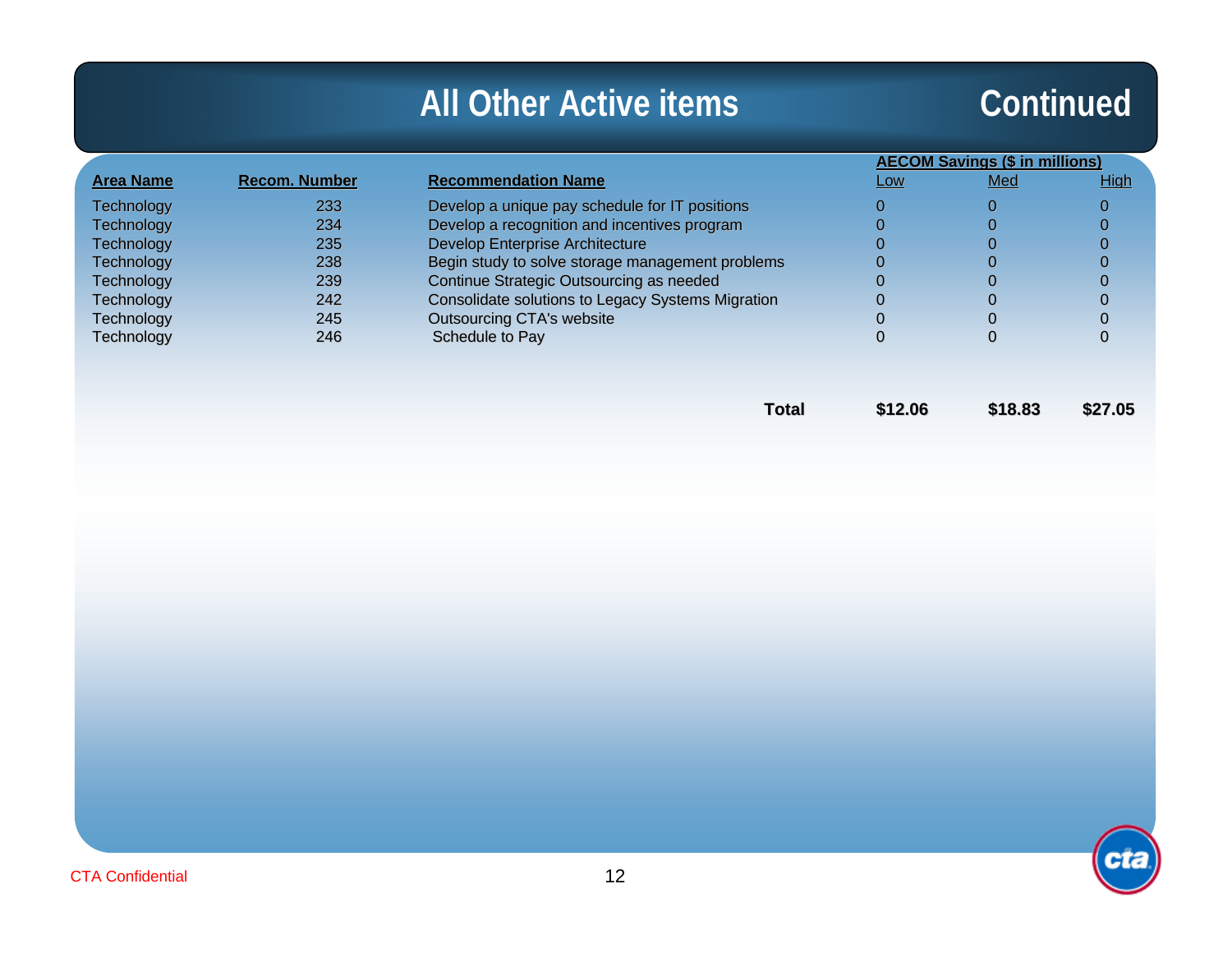# All Other Active items Continued

| Area Name | Recom. Number | Recommendation Name | AECOM Savings ($ in millions) Low | Med | High |
|---|---|---|---|---|---|
| Technology | 233 | Develop a unique pay schedule for IT positions | 0 | 0 | 0 |
| Technology | 234 | Develop a recognition and incentives program | 0 | 0 | 0 |
| Technology | 235 | Develop Enterprise Architecture | 0 | 0 | 0 |
| Technology | 238 | Begin study to solve storage management problems | 0 | 0 | 0 |
| Technology | 239 | Continue Strategic Outsourcing as needed | 0 | 0 | 0 |
| Technology | 242 | Consolidate solutions to Legacy Systems Migration | 0 | 0 | 0 |
| Technology | 245 | Outsourcing CTA's website | 0 | 0 | 0 |
| Technology | 246 | Schedule to Pay | 0 | 0 | 0 |
| | | **Total** | **$12.06** | **$18.83** | **$27.05** |

CTA Confidential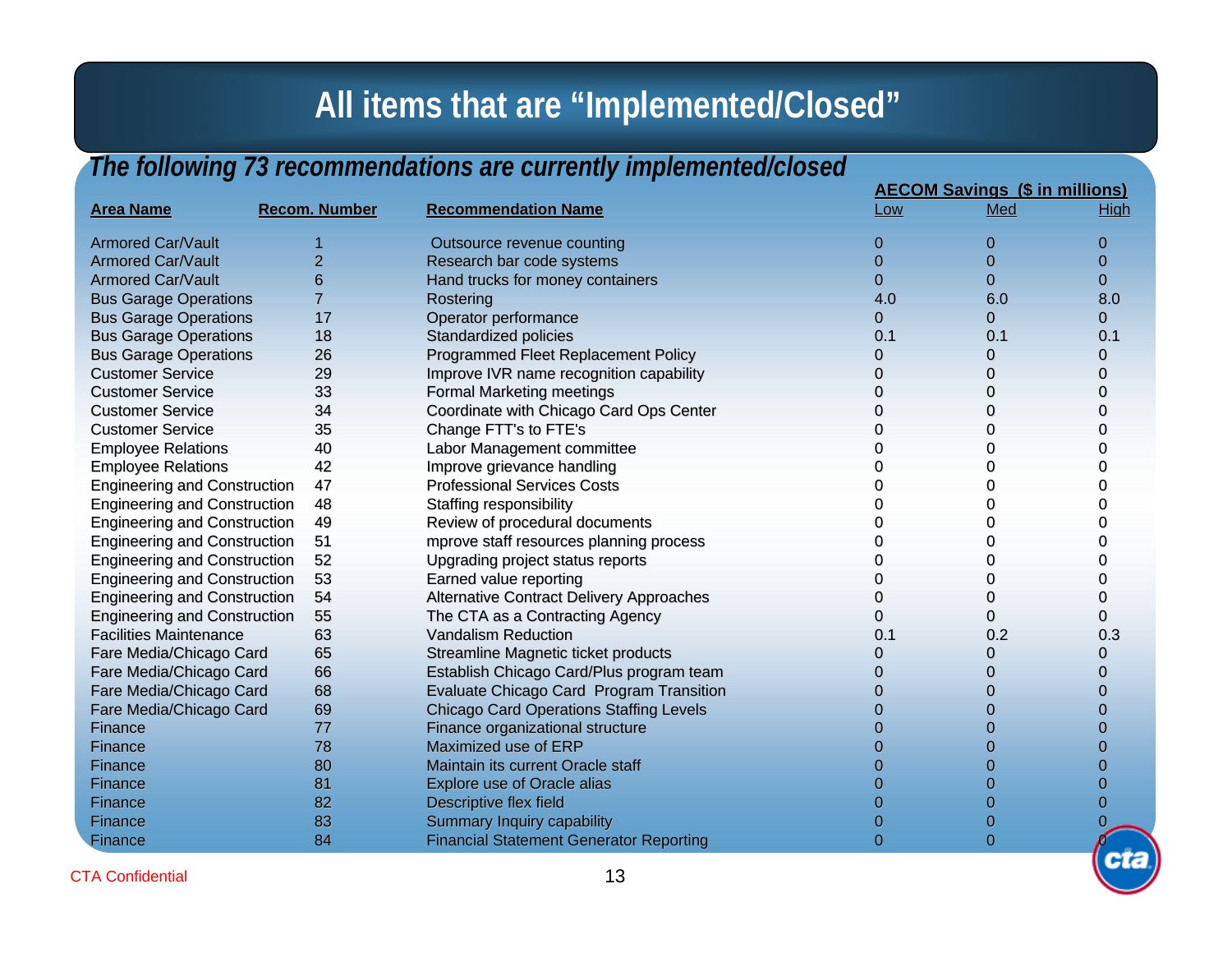# All items that are "Implemented/Closed"

***The following 73 recommendations are currently implemented/closed***

| Area Name | Recom. Number | Recommendation Name | AECOM Savings ($ in millions) Low | Med | High |
|---|---|---|---|---|---|
| Armored Car/Vault | 1 | Outsource revenue counting | 0 | 0 | 0 |
| Armored Car/Vault | 2 | Research bar code systems | 0 | 0 | 0 |
| Armored Car/Vault | 6 | Hand trucks for money containers | 0 | 0 | 0 |
| Bus Garage Operations | 7 | Rostering | 4.0 | 6.0 | 8.0 |
| Bus Garage Operations | 17 | Operator performance | 0 | 0 | 0 |
| Bus Garage Operations | 18 | Standardized policies | 0.1 | 0.1 | 0.1 |
| Bus Garage Operations | 26 | Programmed Fleet Replacement Policy | 0 | 0 | 0 |
| Customer Service | 29 | Improve IVR name recognition capability | 0 | 0 | 0 |
| Customer Service | 33 | Formal Marketing meetings | 0 | 0 | 0 |
| Customer Service | 34 | Coordinate with Chicago Card Ops Center | 0 | 0 | 0 |
| Customer Service | 35 | Change FTT's to FTE's | 0 | 0 | 0 |
| Employee Relations | 40 | Labor Management committee | 0 | 0 | 0 |
| Employee Relations | 42 | Improve grievance handling | 0 | 0 | 0 |
| Engineering and Construction | 47 | Professional Services Costs | 0 | 0 | 0 |
| Engineering and Construction | 48 | Staffing responsibility | 0 | 0 | 0 |
| Engineering and Construction | 49 | Review of procedural documents | 0 | 0 | 0 |
| Engineering and Construction | 51 | mprove staff resources planning process | 0 | 0 | 0 |
| Engineering and Construction | 52 | Upgrading project status reports | 0 | 0 | 0 |
| Engineering and Construction | 53 | Earned value reporting | 0 | 0 | 0 |
| Engineering and Construction | 54 | Alternative Contract Delivery Approaches | 0 | 0 | 0 |
| Engineering and Construction | 55 | The CTA as a Contracting Agency | 0 | 0 | 0 |
| Facilities Maintenance | 63 | Vandalism Reduction | 0.1 | 0.2 | 0.3 |
| Fare Media/Chicago Card | 65 | Streamline Magnetic ticket products | 0 | 0 | 0 |
| Fare Media/Chicago Card | 66 | Establish Chicago Card/Plus program team | 0 | 0 | 0 |
| Fare Media/Chicago Card | 68 | Evaluate Chicago Card Program Transition | 0 | 0 | 0 |
| Fare Media/Chicago Card | 69 | Chicago Card Operations Staffing Levels | 0 | 0 | 0 |
| Finance | 77 | Finance organizational structure | 0 | 0 | 0 |
| Finance | 78 | Maximized use of ERP | 0 | 0 | 0 |
| Finance | 80 | Maintain its current Oracle staff | 0 | 0 | 0 |
| Finance | 81 | Explore use of Oracle alias | 0 | 0 | 0 |
| Finance | 82 | Descriptive flex field | 0 | 0 | 0 |
| Finance | 83 | Summary Inquiry capability | 0 | 0 | 0 |
| Finance | 84 | Financial Statement Generator Reporting | 0 | 0 | 0 |

CTA Confidential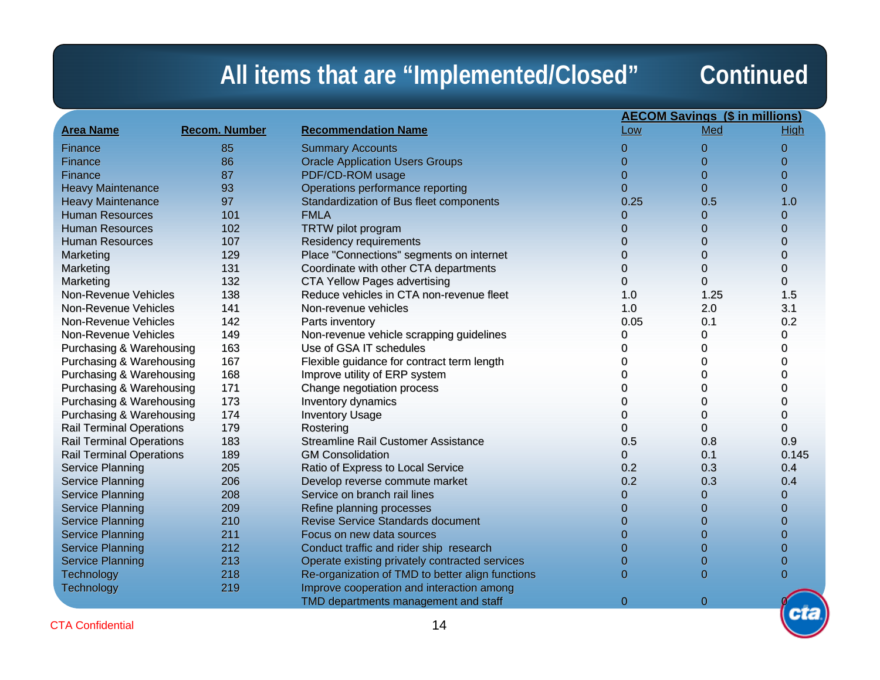# All items that are "Implemented/Closed" Continued

| Area Name | Recom. Number | Recommendation Name | AECOM Savings ($ in millions) Low | Med | High |
|---|---|---|---|---|---|
| Finance | 85 | Summary Accounts | 0 | 0 | 0 |
| Finance | 86 | Oracle Application Users Groups | 0 | 0 | 0 |
| Finance | 87 | PDF/CD-ROM usage | 0 | 0 | 0 |
| Heavy Maintenance | 93 | Operations performance reporting | 0 | 0 | 0 |
| Heavy Maintenance | 97 | Standardization of Bus fleet components | 0.25 | 0.5 | 1.0 |
| Human Resources | 101 | FMLA | 0 | 0 | 0 |
| Human Resources | 102 | TRTW pilot program | 0 | 0 | 0 |
| Human Resources | 107 | Residency requirements | 0 | 0 | 0 |
| Marketing | 129 | Place "Connections" segments on internet | 0 | 0 | 0 |
| Marketing | 131 | Coordinate with other CTA departments | 0 | 0 | 0 |
| Marketing | 132 | CTA Yellow Pages advertising | 0 | 0 | 0 |
| Non-Revenue Vehicles | 138 | Reduce vehicles in CTA non-revenue fleet | 1.0 | 1.25 | 1.5 |
| Non-Revenue Vehicles | 141 | Non-revenue vehicles | 1.0 | 2.0 | 3.1 |
| Non-Revenue Vehicles | 142 | Parts inventory | 0.05 | 0.1 | 0.2 |
| Non-Revenue Vehicles | 149 | Non-revenue vehicle scrapping guidelines | 0 | 0 | 0 |
| Purchasing & Warehousing | 163 | Use of GSA IT schedules | 0 | 0 | 0 |
| Purchasing & Warehousing | 167 | Flexible guidance for contract term length | 0 | 0 | 0 |
| Purchasing & Warehousing | 168 | Improve utility of ERP system | 0 | 0 | 0 |
| Purchasing & Warehousing | 171 | Change negotiation process | 0 | 0 | 0 |
| Purchasing & Warehousing | 173 | Inventory dynamics | 0 | 0 | 0 |
| Purchasing & Warehousing | 174 | Inventory Usage | 0 | 0 | 0 |
| Rail Terminal Operations | 179 | Rostering | 0 | 0 | 0 |
| Rail Terminal Operations | 183 | Streamline Rail Customer Assistance | 0.5 | 0.8 | 0.9 |
| Rail Terminal Operations | 189 | GM Consolidation | 0 | 0.1 | 0.145 |
| Service Planning | 205 | Ratio of Express to Local Service | 0.2 | 0.3 | 0.4 |
| Service Planning | 206 | Develop reverse commute market | 0.2 | 0.3 | 0.4 |
| Service Planning | 208 | Service on branch rail lines | 0 | 0 | 0 |
| Service Planning | 209 | Refine planning processes | 0 | 0 | 0 |
| Service Planning | 210 | Revise Service Standards document | 0 | 0 | 0 |
| Service Planning | 211 | Focus on new data sources | 0 | 0 | 0 |
| Service Planning | 212 | Conduct traffic and rider ship research | 0 | 0 | 0 |
| Service Planning | 213 | Operate existing privately contracted services | 0 | 0 | 0 |
| Technology | 218 | Re-organization of TMD to better align functions | 0 | 0 | 0 |
| Technology | 219 | Improve cooperation and interaction among TMD departments management and staff | 0 | 0 | 0 |

CTA Confidential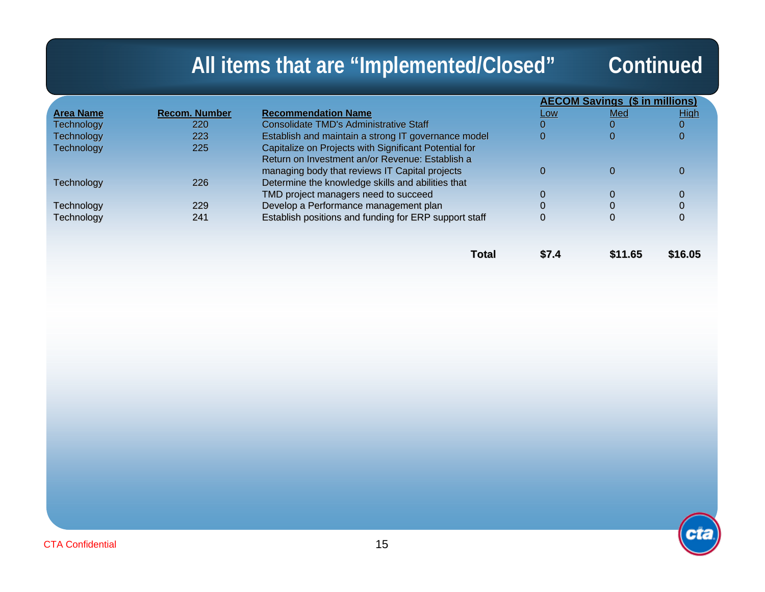# All items that are "Implemented/Closed" Continued

| Area Name | Recom. Number | Recommendation Name | AECOM Savings ($ in millions) | | |
|---|---|---|---|---|---|
| | | | Low | Med | High |
| Technology | 220 | Consolidate TMD's Administrative Staff | 0 | 0 | 0 |
| Technology | 223 | Establish and maintain a strong IT governance model | 0 | 0 | 0 |
| Technology | 225 | Capitalize on Projects with Significant Potential for Return on Investment an/or Revenue: Establish a managing body that reviews IT Capital projects | 0 | 0 | 0 |
| Technology | 226 | Determine the knowledge skills and abilities that TMD project managers need to succeed | 0 | 0 | 0 |
| Technology | 229 | Develop a Performance management plan | 0 | 0 | 0 |
| Technology | 241 | Establish positions and funding for ERP support staff | 0 | 0 | 0 |
| | | **Total** | **$7.4** | **$11.65** | **$16.05** |

CTA Confidential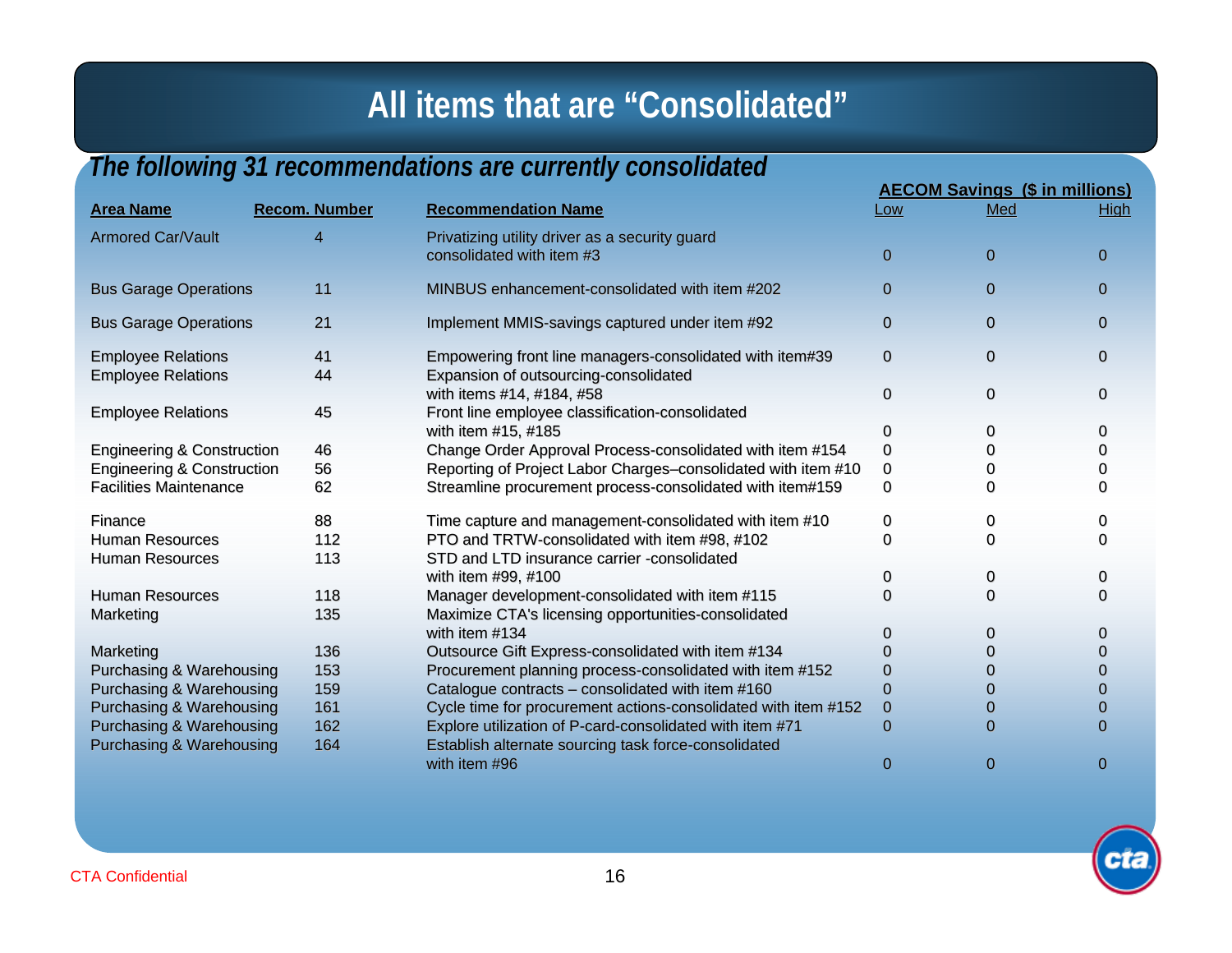# All items that are "Consolidated"

***The following 31 recommendations are currently consolidated***

| Area Name | Recom. Number | Recommendation Name | AECOM Savings ($ in millions) Low | Med | High |
|---|---|---|---|---|---|
| Armored Car/Vault | 4 | Privatizing utility driver as a security guard consolidated with item #3 | 0 | 0 | 0 |
| Bus Garage Operations | 11 | MINBUS enhancement-consolidated with item #202 | 0 | 0 | 0 |
| Bus Garage Operations | 21 | Implement MMIS-savings captured under item #92 | 0 | 0 | 0 |
| Employee Relations | 41 | Empowering front line managers-consolidated with item#39 | 0 | 0 | 0 |
| Employee Relations | 44 | Expansion of outsourcing-consolidated with items #14, #184, #58 | 0 | 0 | 0 |
| Employee Relations | 45 | Front line employee classification-consolidated with item #15, #185 | 0 | 0 | 0 |
| Engineering & Construction | 46 | Change Order Approval Process-consolidated with item #154 | 0 | 0 | 0 |
| Engineering & Construction | 56 | Reporting of Project Labor Charges–consolidated with item #10 | 0 | 0 | 0 |
| Facilities Maintenance | 62 | Streamline procurement process-consolidated with item#159 | 0 | 0 | 0 |
| Finance | 88 | Time capture and management-consolidated with item #10 | 0 | 0 | 0 |
| Human Resources | 112 | PTO and TRTW-consolidated with item #98, #102 | 0 | 0 | 0 |
| Human Resources | 113 | STD and LTD insurance carrier -consolidated with item #99, #100 | 0 | 0 | 0 |
| Human Resources | 118 | Manager development-consolidated with item #115 | 0 | 0 | 0 |
| Marketing | 135 | Maximize CTA's licensing opportunities-consolidated with item #134 | 0 | 0 | 0 |
| Marketing | 136 | Outsource Gift Express-consolidated with item #134 | 0 | 0 | 0 |
| Purchasing & Warehousing | 153 | Procurement planning process-consolidated with item #152 | 0 | 0 | 0 |
| Purchasing & Warehousing | 159 | Catalogue contracts – consolidated with item #160 | 0 | 0 | 0 |
| Purchasing & Warehousing | 161 | Cycle time for procurement actions-consolidated with item #152 | 0 | 0 | 0 |
| Purchasing & Warehousing | 162 | Explore utilization of P-card-consolidated with item #71 | 0 | 0 | 0 |
| Purchasing & Warehousing | 164 | Establish alternate sourcing task force-consolidated with item #96 | 0 | 0 | 0 |

CTA Confidential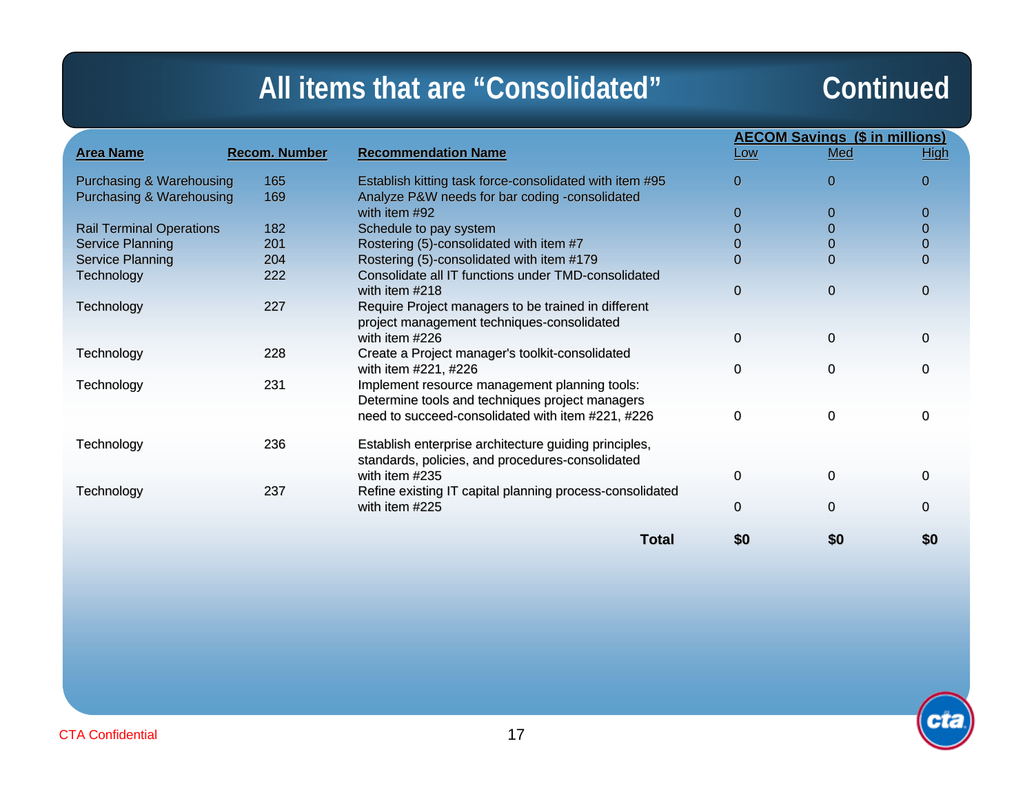# All items that are "Consolidated" Continued

| Area Name | Recom. Number | Recommendation Name | AECOM Savings ($ in millions) Low | Med | High |
|---|---|---|---|---|---|
| Purchasing & Warehousing | 165 | Establish kitting task force-consolidated with item #95 | 0 | 0 | 0 |
| Purchasing & Warehousing | 169 | Analyze P&W needs for bar coding -consolidated with item #92 | 0 | 0 | 0 |
| Rail Terminal Operations | 182 | Schedule to pay system | 0 | 0 | 0 |
| Service Planning | 201 | Rostering (5)-consolidated with item #7 | 0 | 0 | 0 |
| Service Planning | 204 | Rostering (5)-consolidated with item #179 | 0 | 0 | 0 |
| Technology | 222 | Consolidate all IT functions under TMD-consolidated with item #218 | 0 | 0 | 0 |
| Technology | 227 | Require Project managers to be trained in different project management techniques-consolidated with item #226 | 0 | 0 | 0 |
| Technology | 228 | Create a Project manager's toolkit-consolidated with item #221, #226 | 0 | 0 | 0 |
| Technology | 231 | Implement resource management planning tools: Determine tools and techniques project managers need to succeed-consolidated with item #221, #226 | 0 | 0 | 0 |
| Technology | 236 | Establish enterprise architecture guiding principles, standards, policies, and procedures-consolidated with item #235 | 0 | 0 | 0 |
| Technology | 237 | Refine existing IT capital planning process-consolidated with item #225 | 0 | 0 | 0 |
| | | **Total** | **$0** | **$0** | **$0** |

CTA Confidential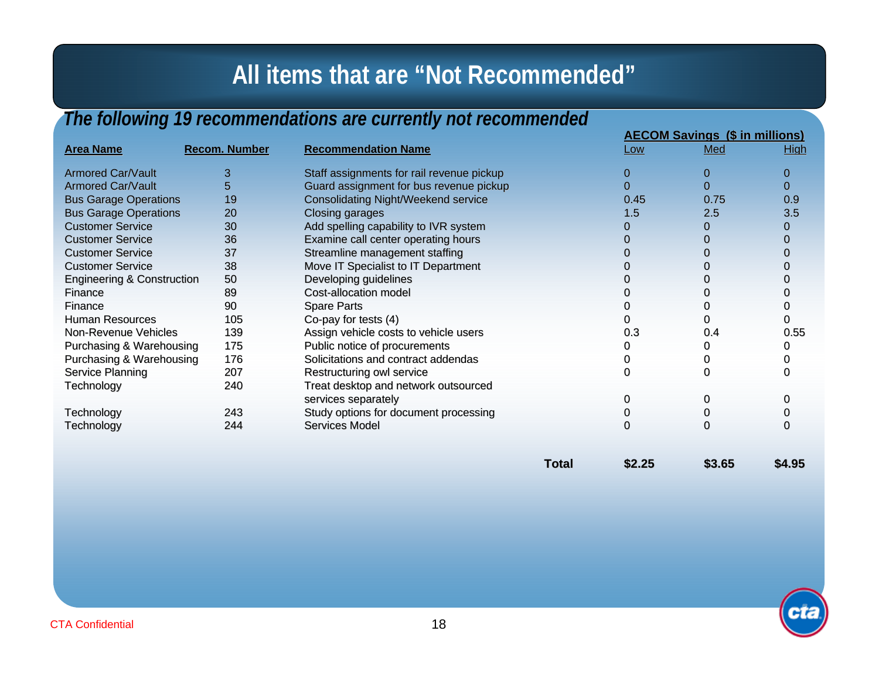# All items that are "Not Recommended"

***The following 19 recommendations are currently not recommended***

| Area Name | Recom. Number | Recommendation Name | AECOM Savings ($ in millions) Low | Med | High |
|---|---|---|---|---|---|
| Armored Car/Vault | 3 | Staff assignments for rail revenue pickup | 0 | 0 | 0 |
| Armored Car/Vault | 5 | Guard assignment for bus revenue pickup | 0 | 0 | 0 |
| Bus Garage Operations | 19 | Consolidating Night/Weekend service | 0.45 | 0.75 | 0.9 |
| Bus Garage Operations | 20 | Closing garages | 1.5 | 2.5 | 3.5 |
| Customer Service | 30 | Add spelling capability to IVR system | 0 | 0 | 0 |
| Customer Service | 36 | Examine call center operating hours | 0 | 0 | 0 |
| Customer Service | 37 | Streamline management staffing | 0 | 0 | 0 |
| Customer Service | 38 | Move IT Specialist to IT Department | 0 | 0 | 0 |
| Engineering & Construction | 50 | Developing guidelines | 0 | 0 | 0 |
| Finance | 89 | Cost-allocation model | 0 | 0 | 0 |
| Finance | 90 | Spare Parts | 0 | 0 | 0 |
| Human Resources | 105 | Co-pay for tests (4) | 0 | 0 | 0 |
| Non-Revenue Vehicles | 139 | Assign vehicle costs to vehicle users | 0.3 | 0.4 | 0.55 |
| Purchasing & Warehousing | 175 | Public notice of procurements | 0 | 0 | 0 |
| Purchasing & Warehousing | 176 | Solicitations and contract addendas | 0 | 0 | 0 |
| Service Planning | 207 | Restructuring owl service | 0 | 0 | 0 |
| Technology | 240 | Treat desktop and network outsourced services separately | 0 | 0 | 0 |
| Technology | 243 | Study options for document processing | 0 | 0 | 0 |
| Technology | 244 | Services Model | 0 | 0 | 0 |
| | | **Total** | **$2.25** | **$3.65** | **$4.95** |

CTA Confidential